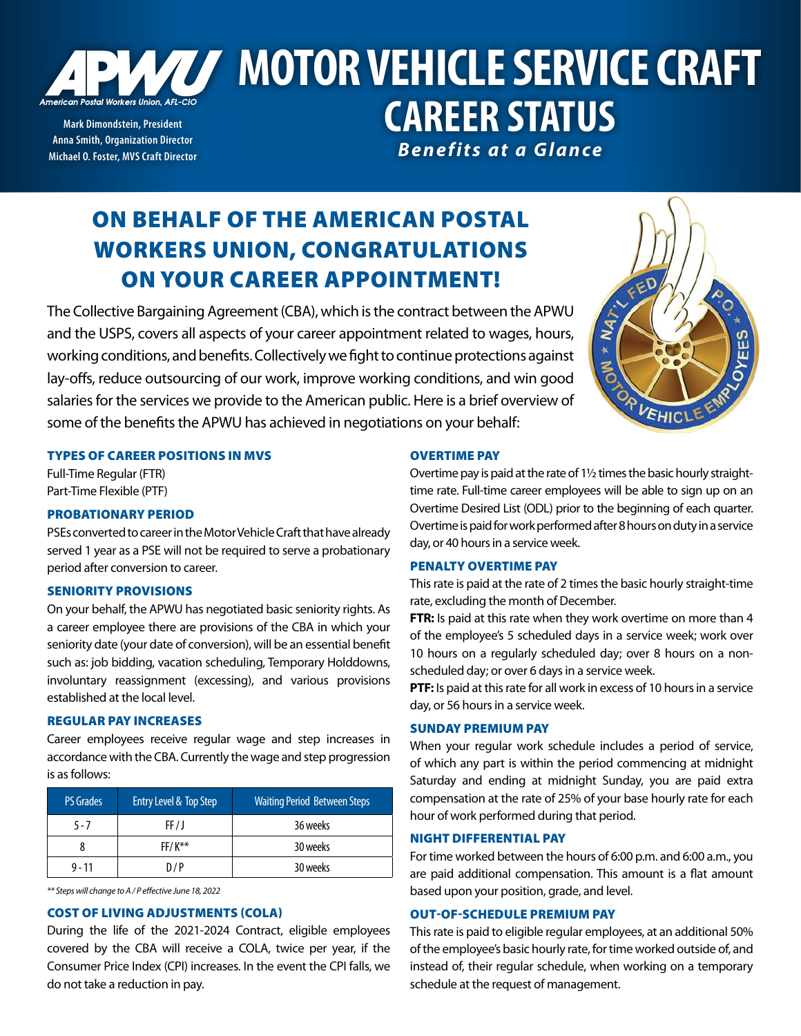APWU
American Postal Workers Union, AFL-CIO

Mark Dimondstein, President
Anna Smith, Organization Director
Michael O. Foster, MVS Craft Director

# MOTOR VEHICLE SERVICE CRAFT CAREER STATUS

***Benefits at a Glance***

## ON BEHALF OF THE AMERICAN POSTAL WORKERS UNION, CONGRATULATIONS ON YOUR CAREER APPOINTMENT!

The Collective Bargaining Agreement (CBA), which is the contract between the APWU and the USPS, covers all aspects of your career appointment related to wages, hours, working conditions, and benefits. Collectively we fight to continue protections against lay-offs, reduce outsourcing of our work, improve working conditions, and win good salaries for the services we provide to the American public. Here is a brief overview of some of the benefits the APWU has achieved in negotiations on your behalf:

### TYPES OF CAREER POSITIONS IN MVS

Full-Time Regular (FTR)
Part-Time Flexible (PTF)

### PROBATIONARY PERIOD

PSEs converted to career in the Motor Vehicle Craft that have already served 1 year as a PSE will not be required to serve a probationary period after conversion to career.

### SENIORITY PROVISIONS

On your behalf, the APWU has negotiated basic seniority rights. As a career employee there are provisions of the CBA in which your seniority date (your date of conversion), will be an essential benefit such as: job bidding, vacation scheduling, Temporary Holddowns, involuntary reassignment (excessing), and various provisions established at the local level.

### REGULAR PAY INCREASES

Career employees receive regular wage and step increases in accordance with the CBA. Currently the wage and step progression is as follows:

| PS Grades | Entry Level & Top Step | Waiting Period Between Steps |
|---|---|---|
| 5 - 7 | FF / J | 36 weeks |
| 8 | FF/ K** | 30 weeks |
| 9 - 11 | D / P | 30 weeks |

*** Steps will change to A / P effective June 18, 2022*

### COST OF LIVING ADJUSTMENTS (COLA)

During the life of the 2021-2024 Contract, eligible employees covered by the CBA will receive a COLA, twice per year, if the Consumer Price Index (CPI) increases. In the event the CPI falls, we do not take a reduction in pay.

### OVERTIME PAY

Overtime pay is paid at the rate of 1½ times the basic hourly straight-time rate. Full-time career employees will be able to sign up on an Overtime Desired List (ODL) prior to the beginning of each quarter. Overtime is paid for work performed after 8 hours on duty in a service day, or 40 hours in a service week.

### PENALTY OVERTIME PAY

This rate is paid at the rate of 2 times the basic hourly straight-time rate, excluding the month of December.

**FTR:** Is paid at this rate when they work overtime on more than 4 of the employee's 5 scheduled days in a service week; work over 10 hours on a regularly scheduled day; over 8 hours on a non-scheduled day; or over 6 days in a service week.

**PTF:** Is paid at this rate for all work in excess of 10 hours in a service day, or 56 hours in a service week.

### SUNDAY PREMIUM PAY

When your regular work schedule includes a period of service, of which any part is within the period commencing at midnight Saturday and ending at midnight Sunday, you are paid extra compensation at the rate of 25% of your base hourly rate for each hour of work performed during that period.

### NIGHT DIFFERENTIAL PAY

For time worked between the hours of 6:00 p.m. and 6:00 a.m., you are paid additional compensation. This amount is a flat amount based upon your position, grade, and level.

### OUT-OF-SCHEDULE PREMIUM PAY

This rate is paid to eligible regular employees, at an additional 50% of the employee's basic hourly rate, for time worked outside of, and instead of, their regular schedule, when working on a temporary schedule at the request of management.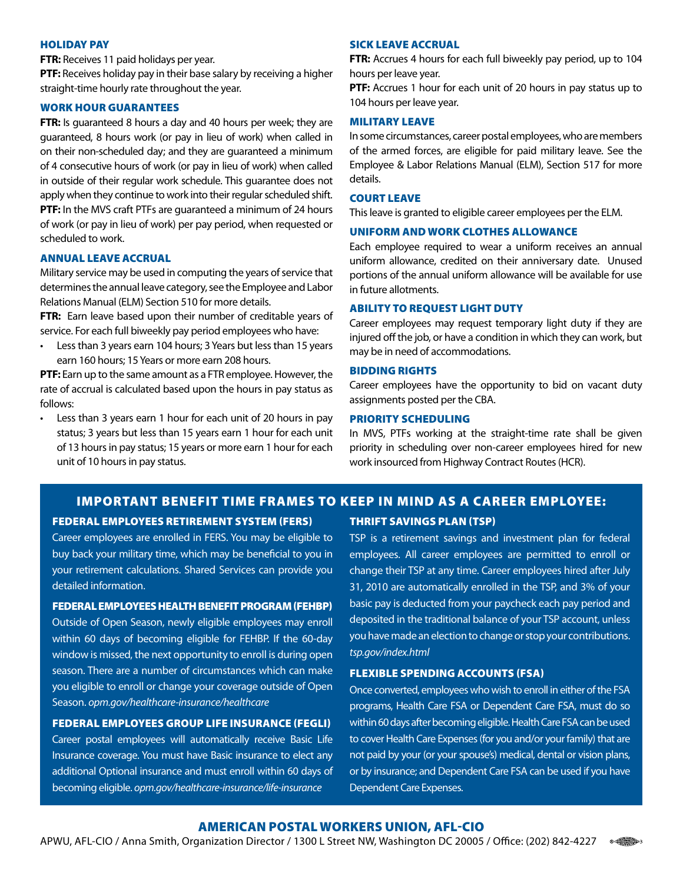## HOLIDAY PAY

**FTR:** Receives 11 paid holidays per year.

**PTF:** Receives holiday pay in their base salary by receiving a higher straight-time hourly rate throughout the year.

## WORK HOUR GUARANTEES

**FTR:** Is guaranteed 8 hours a day and 40 hours per week; they are guaranteed, 8 hours work (or pay in lieu of work) when called in on their non-scheduled day; and they are guaranteed a minimum of 4 consecutive hours of work (or pay in lieu of work) when called in outside of their regular work schedule. This guarantee does not apply when they continue to work into their regular scheduled shift.

**PTF:** In the MVS craft PTFs are guaranteed a minimum of 24 hours of work (or pay in lieu of work) per pay period, when requested or scheduled to work.

## ANNUAL LEAVE ACCRUAL

Military service may be used in computing the years of service that determines the annual leave category, see the Employee and Labor Relations Manual (ELM) Section 510 for more details.

**FTR:** Earn leave based upon their number of creditable years of service. For each full biweekly pay period employees who have:

- Less than 3 years earn 104 hours; 3 Years but less than 15 years earn 160 hours; 15 Years or more earn 208 hours.

**PTF:** Earn up to the same amount as a FTR employee. However, the rate of accrual is calculated based upon the hours in pay status as follows:

- Less than 3 years earn 1 hour for each unit of 20 hours in pay status; 3 years but less than 15 years earn 1 hour for each unit of 13 hours in pay status; 15 years or more earn 1 hour for each unit of 10 hours in pay status.

## SICK LEAVE ACCRUAL

**FTR:** Accrues 4 hours for each full biweekly pay period, up to 104 hours per leave year.

**PTF:** Accrues 1 hour for each unit of 20 hours in pay status up to 104 hours per leave year.

## MILITARY LEAVE

In some circumstances, career postal employees, who are members of the armed forces, are eligible for paid military leave. See the Employee & Labor Relations Manual (ELM), Section 517 for more details.

## COURT LEAVE

This leave is granted to eligible career employees per the ELM.

## UNIFORM AND WORK CLOTHES ALLOWANCE

Each employee required to wear a uniform receives an annual uniform allowance, credited on their anniversary date. Unused portions of the annual uniform allowance will be available for use in future allotments.

## ABILITY TO REQUEST LIGHT DUTY

Career employees may request temporary light duty if they are injured off the job, or have a condition in which they can work, but may be in need of accommodations.

## BIDDING RIGHTS

Career employees have the opportunity to bid on vacant duty assignments posted per the CBA.

## PRIORITY SCHEDULING

In MVS, PTFs working at the straight-time rate shall be given priority in scheduling over non-career employees hired for new work insourced from Highway Contract Routes (HCR).

# IMPORTANT BENEFIT TIME FRAMES TO KEEP IN MIND AS A CAREER EMPLOYEE:

## FEDERAL EMPLOYEES RETIREMENT SYSTEM (FERS)

Career employees are enrolled in FERS. You may be eligible to buy back your military time, which may be beneficial to you in your retirement calculations. Shared Services can provide you detailed information.

## FEDERAL EMPLOYEES HEALTH BENEFIT PROGRAM (FEHBP)

Outside of Open Season, newly eligible employees may enroll within 60 days of becoming eligible for FEHBP. If the 60-day window is missed, the next opportunity to enroll is during open season. There are a number of circumstances which can make you eligible to enroll or change your coverage outside of Open Season. *opm.gov/healthcare-insurance/healthcare*

## FEDERAL EMPLOYEES GROUP LIFE INSURANCE (FEGLI)

Career postal employees will automatically receive Basic Life Insurance coverage. You must have Basic insurance to elect any additional Optional insurance and must enroll within 60 days of becoming eligible. *opm.gov/healthcare-insurance/life-insurance*

## THRIFT SAVINGS PLAN (TSP)

TSP is a retirement savings and investment plan for federal employees. All career employees are permitted to enroll or change their TSP at any time. Career employees hired after July 31, 2010 are automatically enrolled in the TSP, and 3% of your basic pay is deducted from your paycheck each pay period and deposited in the traditional balance of your TSP account, unless you have made an election to change or stop your contributions. *tsp.gov/index.html*

## FLEXIBLE SPENDING ACCOUNTS (FSA)

Once converted, employees who wish to enroll in either of the FSA programs, Health Care FSA or Dependent Care FSA, must do so within 60 days after becoming eligible. Health Care FSA can be used to cover Health Care Expenses (for you and/or your family) that are not paid by your (or your spouse's) medical, dental or vision plans, or by insurance; and Dependent Care FSA can be used if you have Dependent Care Expenses.

**AMERICAN POSTAL WORKERS UNION, AFL-CIO**

APWU, AFL-CIO / Anna Smith, Organization Director / 1300 L Street NW, Washington DC 20005 / Office: (202) 842-4227